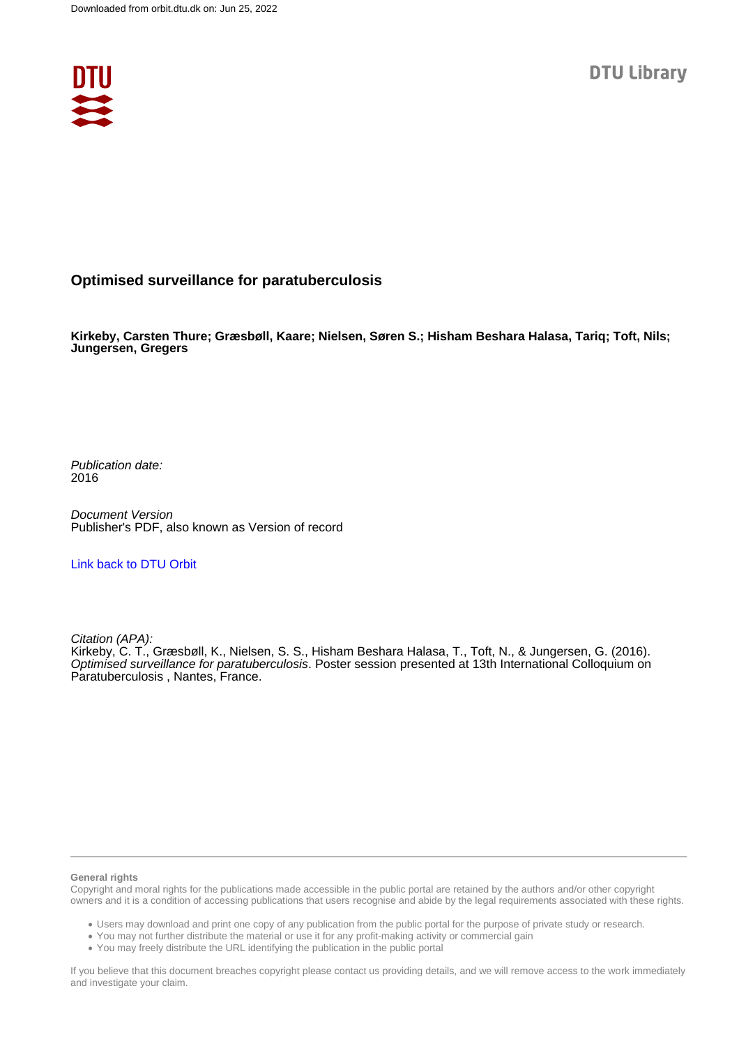Downloaded from orbit.dtu.dk on: Jun 25, 2022

DTU Library

# Optimised surveillance for paratuberculosis

**Kirkeby, Carsten Thure; Græsbøll, Kaare; Nielsen, Søren S.; Hisham Beshara Halasa, Tariq; Toft, Nils; Jungersen, Gregers**

*Publication date:*
2016

*Document Version*
Publisher's PDF, also known as Version of record

[Link back to DTU Orbit](#)

*Citation (APA):*
Kirkeby, C. T., Græsbøll, K., Nielsen, S. S., Hisham Beshara Halasa, T., Toft, N., & Jungersen, G. (2016). *Optimised surveillance for paratuberculosis*. Poster session presented at 13th International Colloquium on Paratuberculosis , Nantes, France.

**General rights**
Copyright and moral rights for the publications made accessible in the public portal are retained by the authors and/or other copyright owners and it is a condition of accessing publications that users recognise and abide by the legal requirements associated with these rights.

- Users may download and print one copy of any publication from the public portal for the purpose of private study or research.
- You may not further distribute the material or use it for any profit-making activity or commercial gain
- You may freely distribute the URL identifying the publication in the public portal

If you believe that this document breaches copyright please contact us providing details, and we will remove access to the work immediately and investigate your claim.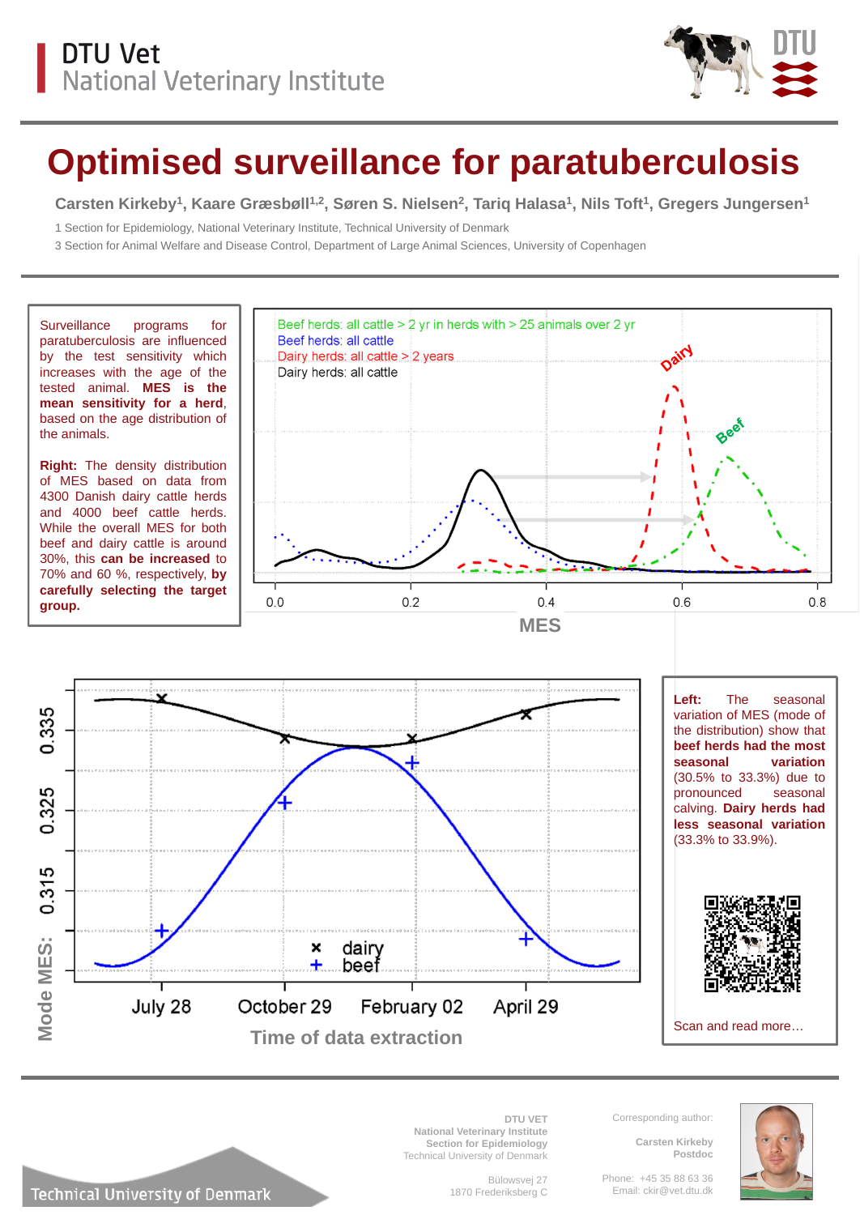DTU Vet
National Veterinary Institute

# Optimised surveillance for paratuberculosis

**Carsten Kirkeby[1], Kaare Græsbøll[1,2], Søren S. Nielsen[2], Tariq Halasa[1], Nils Toft[1], Gregers Jungersen[1]**

1 Section for Epidemiology, National Veterinary Institute, Technical University of Denmark

3 Section for Animal Welfare and Disease Control, Department of Large Animal Sciences, University of Copenhagen

Surveillance programs for paratuberculosis are influenced by the test sensitivity which increases with the age of the tested animal. **MES is the mean sensitivity for a herd**, based on the age distribution of the animals.

**Right:** The density distribution of MES based on data from 4300 Danish dairy cattle herds and 4000 beef cattle herds. While the overall MES for both beef and dairy cattle is around 30%, this **can be increased** to 70% and 60 %, respectively, **by carefully selecting the target group.**

Beef herds: all cattle > 2 yr in herds with > 25 animals over 2 yr
Beef herds: all cattle
Dairy herds: all cattle > 2 years
Dairy herds: all cattle
Dairy
Beef
0.0
0.2
0.4
0.6
0.8
MES

0.335
0.325
0.315
Mode MES:
dairy
beef
July 28
October 29
February 02
April 29
Time of data extraction

**Left:** The seasonal variation of MES (mode of the distribution) show that **beef herds had the most seasonal variation** (30.5% to 33.3%) due to pronounced seasonal calving. **Dairy herds had less seasonal variation** (33.3% to 33.9%).

Scan and read more…

DTU VET
National Veterinary Institute
Section for Epidemiology
Technical University of Denmark

Bülowsvej 27
1870 Frederiksberg C

Corresponding author:

Carsten Kirkeby
Postdoc

Phone: +45 35 88 63 36
Email: ckir@vet.dtu.dk

Technical University of Denmark